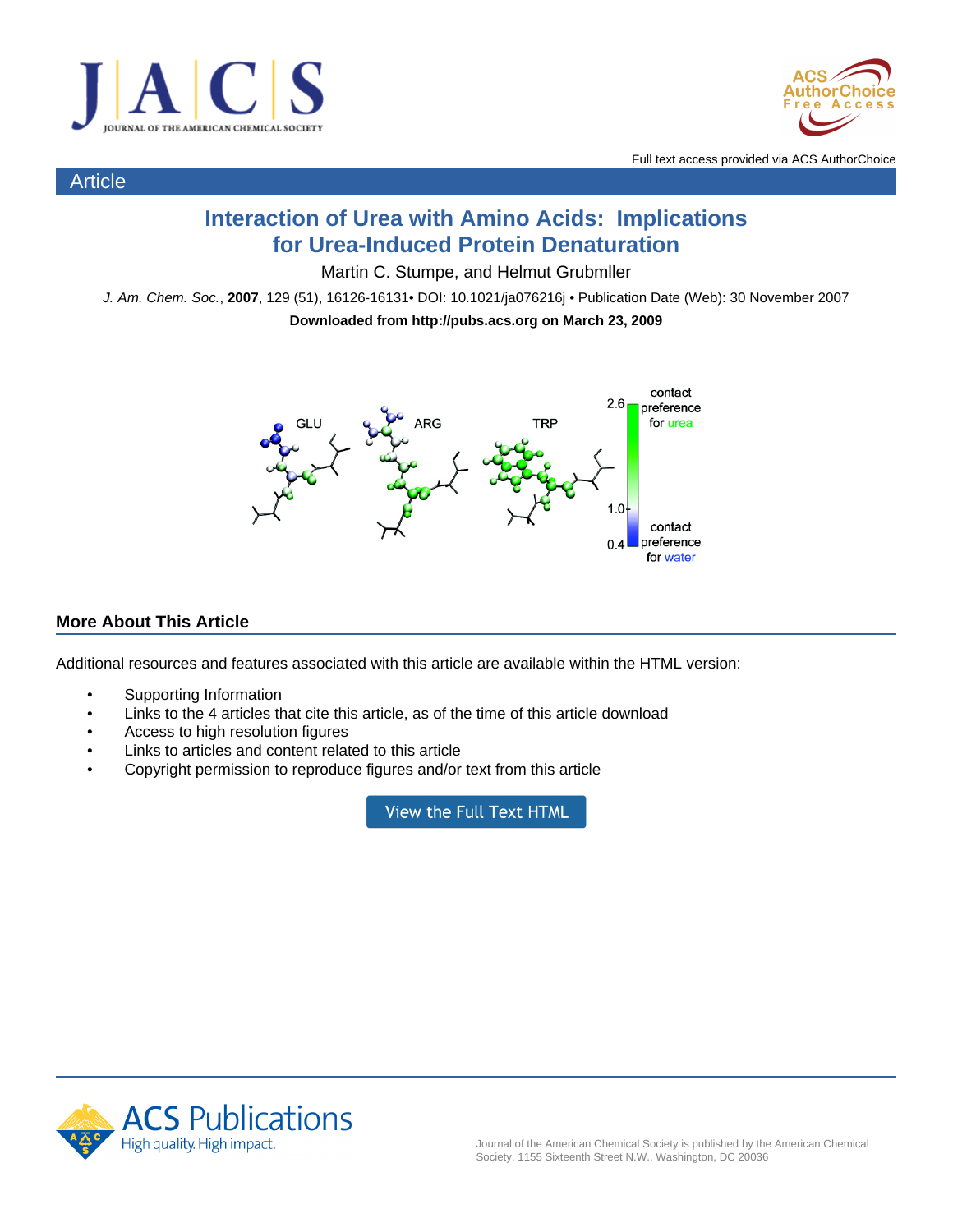Full text access provided via ACS AuthorChoice

Article

# Interaction of Urea with Amino Acids: Implications for Urea-Induced Protein Denaturation

Martin C. Stumpe, and Helmut Grubmller

*J. Am. Chem. Soc.*, **2007**, 129 (51), 16126-16131• DOI: 10.1021/ja076216j • Publication Date (Web): 30 November 2007

**Downloaded from http://pubs.acs.org on March 23, 2009**

## More About This Article

Additional resources and features associated with this article are available within the HTML version:

- Supporting Information
- Links to the 4 articles that cite this article, as of the time of this article download
- Access to high resolution figures
- Links to articles and content related to this article
- Copyright permission to reproduce figures and/or text from this article

View the Full Text HTML

Journal of the American Chemical Society is published by the American Chemical Society. 1155 Sixteenth Street N.W., Washington, DC 20036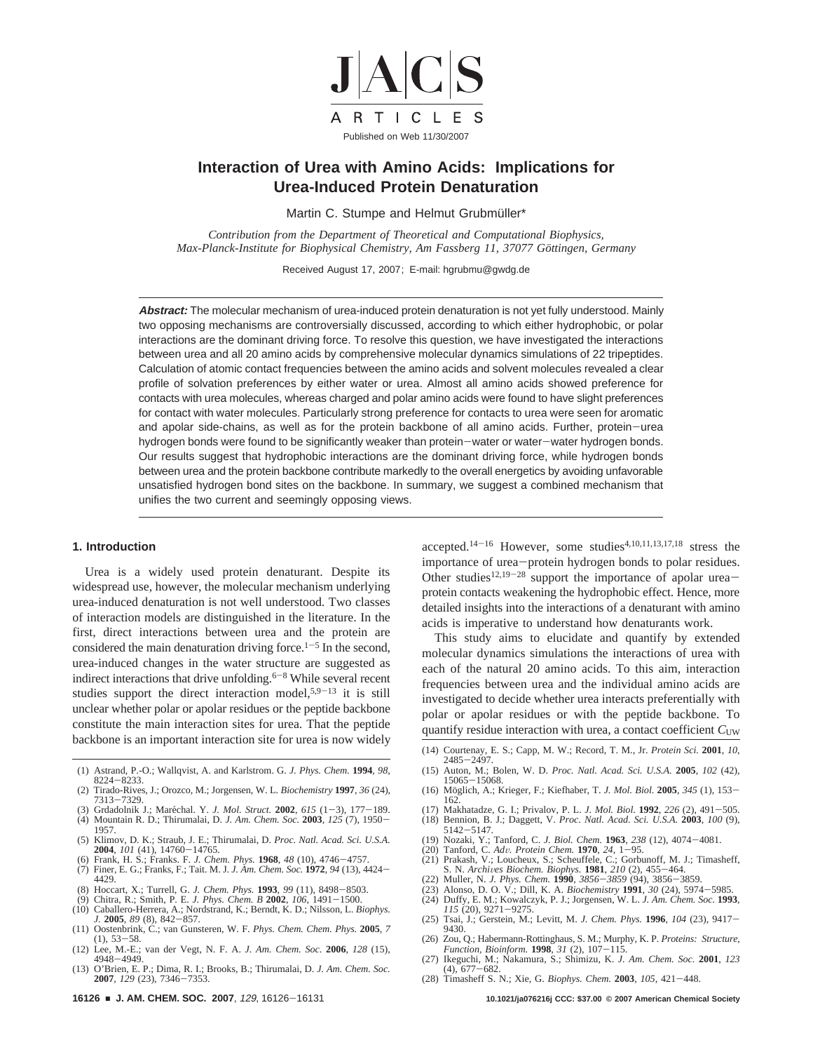# Interaction of Urea with Amino Acids: Implications for Urea-Induced Protein Denaturation

Martin C. Stumpe and Helmut Grubmüller*

*Contribution from the Department of Theoretical and Computational Biophysics, Max-Planck-Institute for Biophysical Chemistry, Am Fassberg 11, 37077 Göttingen, Germany*

Received August 17, 2007; E-mail: hgrubmu@gwdg.de

***Abstract:*** The molecular mechanism of urea-induced protein denaturation is not yet fully understood. Mainly two opposing mechanisms are controversially discussed, according to which either hydrophobic, or polar interactions are the dominant driving force. To resolve this question, we have investigated the interactions between urea and all 20 amino acids by comprehensive molecular dynamics simulations of 22 tripeptides. Calculation of atomic contact frequencies between the amino acids and solvent molecules revealed a clear profile of solvation preferences by either water or urea. Almost all amino acids showed preference for contacts with urea molecules, whereas charged and polar amino acids were found to have slight preferences for contact with water molecules. Particularly strong preference for contacts to urea were seen for aromatic and apolar side-chains, as well as for the protein backbone of all amino acids. Further, protein–urea hydrogen bonds were found to be significantly weaker than protein–water or water–water hydrogen bonds. Our results suggest that hydrophobic interactions are the dominant driving force, while hydrogen bonds between urea and the protein backbone contribute markedly to the overall energetics by avoiding unfavorable unsatisfied hydrogen bond sites on the backbone. In summary, we suggest a combined mechanism that unifies the two current and seemingly opposing views.

## 1. Introduction

Urea is a widely used protein denaturant. Despite its widespread use, however, the molecular mechanism underlying urea-induced denaturation is not well understood. Two classes of interaction models are distinguished in the literature. In the first, direct interactions between urea and the protein are considered the main denaturation driving force.[1–5] In the second, urea-induced changes in the water structure are suggested as indirect interactions that drive unfolding.[6–8] While several recent studies support the direct interaction model,[5,9–13] it is still unclear whether polar or apolar residues or the peptide backbone constitute the main interaction sites for urea. That the peptide backbone is an important interaction site for urea is now widely accepted.[14–16] However, some studies[4,10,11,13,17,18] stress the importance of urea–protein hydrogen bonds to polar residues. Other studies[12,19–28] support the importance of apolar urea–protein contacts weakening the hydrophobic effect. Hence, more detailed insights into the interactions of a denaturant with amino acids is imperative to understand how denaturants work.

This study aims to elucidate and quantify by extended molecular dynamics simulations the interactions of urea with each of the natural 20 amino acids. To this aim, interaction frequencies between urea and the individual amino acids are investigated to decide whether urea interacts preferentially with polar or apolar residues or with the peptide backbone. To quantify residue interaction with urea, a contact coefficient $C_{UW}$

(1) Astrand, P.-O.; Wallqvist, A. and Karlstrom. G. *J. Phys. Chem.* **1994**, *98*, 8224–8233.
(2) Tirado-Rives, J.; Orozco, M.; Jorgensen, W. L. *Biochemistry* **1997**, *36* (24), 7313–7329.
(3) Grdadolnik J.; Maréchal. Y. *J. Mol. Struct.* **2002**, *615* (1–3), 177–189.
(4) Mountain R. D.; Thirumalai, D. *J. Am. Chem. Soc.* **2003**, *125* (7), 1950–1957.
(5) Klimov, D. K.; Straub, J. E.; Thirumalai, D. *Proc. Natl. Acad. Sci. U.S.A.* **2004**, *101* (41), 14760–14765.
(6) Frank, H. S.; Franks. F. *J. Chem. Phys.* **1968**, *48* (10), 4746–4757.
(7) Finer, E. G.; Franks, F.; Tait. M. J. *J. Am. Chem. Soc.* **1972**, *94* (13), 4424–4429.
(8) Hoccart, X.; Turrell, G. *J. Chem. Phys.* **1993**, *99* (11), 8498–8503.
(9) Chitra, R.; Smith, P. E. *J. Phys. Chem. B* **2002**, *106*, 1491–1500.
(10) Caballero-Herrera, A.; Nordstrand, K.; Berndt, K. D.; Nilsson, L. *Biophys. J.* **2005**, *89* (8), 842–857.
(11) Oostenbrink, C.; van Gunsteren, W. F. *Phys. Chem. Chem. Phys.* **2005**, *7* (1), 53–58.
(12) Lee, M.-E.; van der Vegt, N. F. A. *J. Am. Chem. Soc.* **2006**, *128* (15), 4948–4949.
(13) O'Brien, E. P.; Dima, R. I.; Brooks, B.; Thirumalai, D. *J. Am. Chem. Soc.* **2007**, *129* (23), 7346–7353.
(14) Courtenay, E. S.; Capp, M. W.; Record, T. M., Jr. *Protein Sci.* **2001**, *10*, 2485–2497.
(15) Auton, M.; Bolen, W. D. *Proc. Natl. Acad. Sci. U.S.A.* **2005**, *102* (42), 15065–15068.
(16) Möglich, A.; Krieger, F.; Kiefhaber, T. *J. Mol. Biol.* **2005**, *345* (1), 153–162.
(17) Makhatadze, G. I.; Privalov, P. L. *J. Mol. Biol.* **1992**, *226* (2), 491–505.
(18) Bennion, B. J.; Daggett, V. *Proc. Natl. Acad. Sci. U.S.A.* **2003**, *100* (9), 5142–5147.
(19) Nozaki, Y.; Tanford, C. *J. Biol. Chem.* **1963**, *238* (12), 4074–4081.
(20) Tanford, C. *Adv. Protein Chem.* **1970**, *24*, 1–95.
(21) Prakash, V.; Loucheux, S.; Scheuffele, C.; Gorbunoff, M. J.; Timasheff, S. N. *Archives Biochem. Biophys.* **1981**, *210* (2), 455–464.
(22) Muller, N. *J. Phys. Chem.* **1990**, *3856–3859* (94), 3856–3859.
(23) Alonso, D. O. V.; Dill, K. A. *Biochemistry* **1991**, *30* (24), 5974–5985.
(24) Duffy, E. M.; Kowalczyk, P. J.; Jorgensen, W. L. *J. Am. Chem. Soc.* **1993**, *115* (20), 9271–9275.
(25) Tsai, J.; Gerstein, M.; Levitt, M. *J. Chem. Phys.* **1996**, *104* (23), 9417–9430.
(26) Zou, Q.; Habermann-Rottinghaus, S. M.; Murphy, K. P. *Proteins: Structure, Function, Bioinform.* **1998**, *31* (2), 107–115.
(27) Ikeguchi, M.; Nakamura, S.; Shimizu, K. *J. Am. Chem. Soc.* **2001**, *123* (4), 677–682.
(28) Timasheff S. N.; Xie, G. *Biophys. Chem.* **2003**, *105*, 421–448.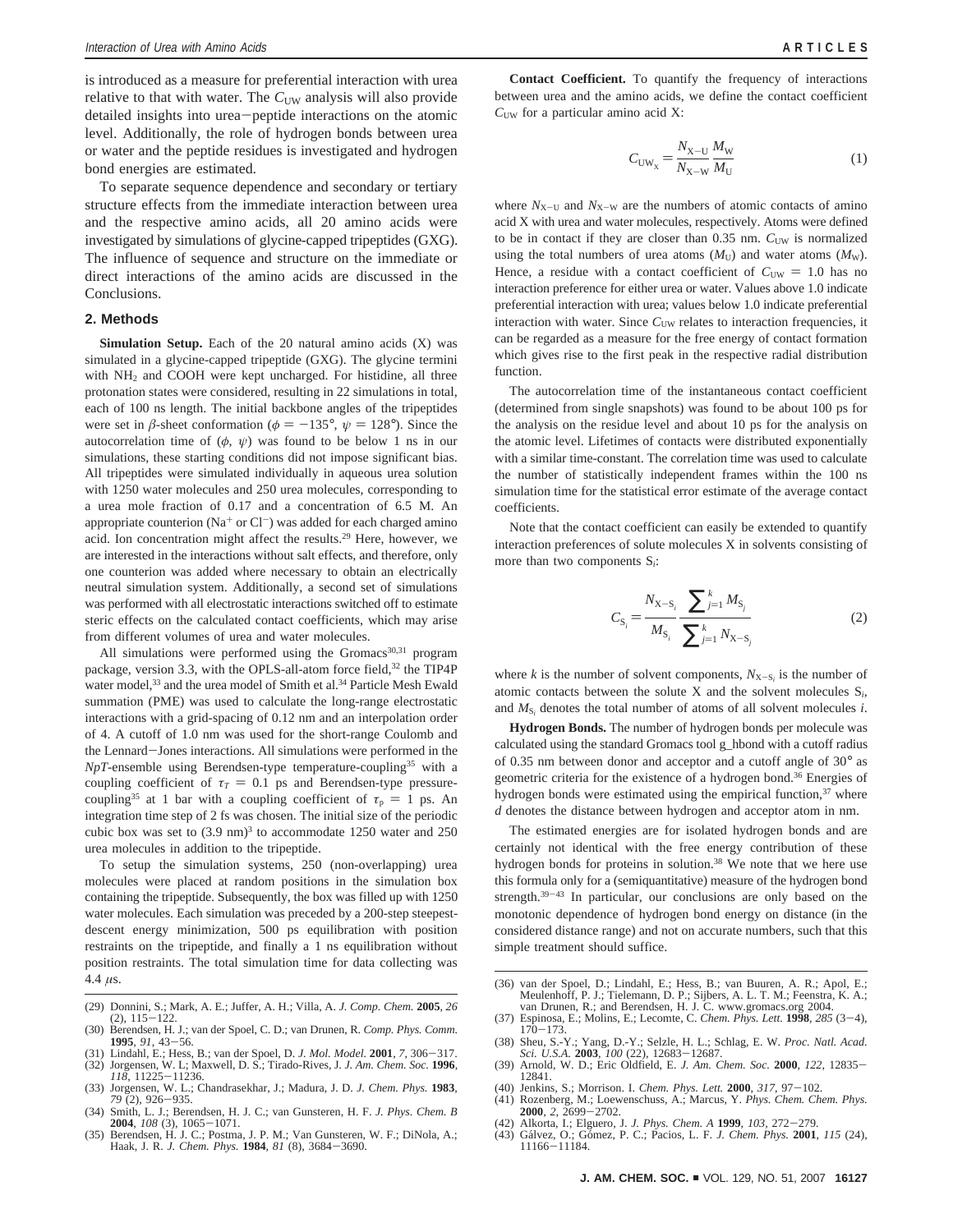is introduced as a measure for preferential interaction with urea relative to that with water. The $C_{UW}$ analysis will also provide detailed insights into urea−peptide interactions on the atomic level. Additionally, the role of hydrogen bonds between urea or water and the peptide residues is investigated and hydrogen bond energies are estimated.

To separate sequence dependence and secondary or tertiary structure effects from the immediate interaction between urea and the respective amino acids, all 20 amino acids were investigated by simulations of glycine-capped tripeptides (GXG). The influence of sequence and structure on the immediate or direct interactions of the amino acids are discussed in the Conclusions.

## 2. Methods

**Simulation Setup.** Each of the 20 natural amino acids (X) was simulated in a glycine-capped tripeptide (GXG). The glycine termini with $NH_2$ and COOH were kept uncharged. For histidine, all three protonation states were considered, resulting in 22 simulations in total, each of 100 ns length. The initial backbone angles of the tripeptides were set in $\beta$-sheet conformation ($\phi = -135°$, $\psi = 128°$). Since the autocorrelation time of ($\phi$, $\psi$) was found to be below 1 ns in our simulations, these starting conditions did not impose significant bias. All tripeptides were simulated individually in aqueous urea solution with 1250 water molecules and 250 urea molecules, corresponding to a urea mole fraction of 0.17 and a concentration of 6.5 M. An appropriate counterion ($Na^+$ or $Cl^-$) was added for each charged amino acid. Ion concentration might affect the results.[29] Here, however, we are interested in the interactions without salt effects, and therefore, only one counterion was added where necessary to obtain an electrically neutral simulation system. Additionally, a second set of simulations was performed with all electrostatic interactions switched off to estimate steric effects on the calculated contact coefficients, which may arise from different volumes of urea and water molecules.

All simulations were performed using the Gromacs[30,31] program package, version 3.3, with the OPLS-all-atom force field,[32] the TIP4P water model,[33] and the urea model of Smith et al.[34] Particle Mesh Ewald summation (PME) was used to calculate the long-range electrostatic interactions with a grid-spacing of 0.12 nm and an interpolation order of 4. A cutoff of 1.0 nm was used for the short-range Coulomb and the Lennard−Jones interactions. All simulations were performed in the *NpT*-ensemble using Berendsen-type temperature-coupling[35] with a coupling coefficient of $\tau_T = 0.1$ ps and Berendsen-type pressure-coupling[35] at 1 bar with a coupling coefficient of $\tau_p = 1$ ps. An integration time step of 2 fs was chosen. The initial size of the periodic cubic box was set to $(3.9 \text{ nm})^3$ to accommodate 1250 water and 250 urea molecules in addition to the tripeptide.

To setup the simulation systems, 250 (non-overlapping) urea molecules were placed at random positions in the simulation box containing the tripeptide. Subsequently, the box was filled up with 1250 water molecules. Each simulation was preceded by a 200-step steepest-descent energy minimization, 500 ps equilibration with position restraints on the tripeptide, and finally a 1 ns equilibration without position restraints. The total simulation time for data collecting was 4.4 $\mu$s.

**Contact Coefficient.** To quantify the frequency of interactions between urea and the amino acids, we define the contact coefficient $C_{UW}$ for a particular amino acid X:

$$C_{UW_X} = \frac{N_{X-U}}{N_{X-W}}\frac{M_W}{M_U} \tag{1}$$

where $N_{X-U}$ and $N_{X-W}$ are the numbers of atomic contacts of amino acid X with urea and water molecules, respectively. Atoms were defined to be in contact if they are closer than 0.35 nm. $C_{UW}$ is normalized using the total numbers of urea atoms ($M_U$) and water atoms ($M_W$). Hence, a residue with a contact coefficient of $C_{UW} = 1.0$ has no interaction preference for either urea or water. Values above 1.0 indicate preferential interaction with urea; values below 1.0 indicate preferential interaction with water. Since $C_{UW}$ relates to interaction frequencies, it can be regarded as a measure for the free energy of contact formation which gives rise to the first peak in the respective radial distribution function.

The autocorrelation time of the instantaneous contact coefficient (determined from single snapshots) was found to be about 100 ps for the analysis on the residue level and about 10 ps for the analysis on the atomic level. Lifetimes of contacts were distributed exponentially with a similar time-constant. The correlation time was used to calculate the number of statistically independent frames within the 100 ns simulation time for the statistical error estimate of the average contact coefficients.

Note that the contact coefficient can easily be extended to quantify interaction preferences of solute molecules X in solvents consisting of more than two components $S_i$:

$$C_{S_i} = \frac{N_{X-S_i}}{M_{S_i}}\frac{\sum_{j=1}^{k} M_{S_j}}{\sum_{j=1}^{k} N_{X-S_j}} \tag{2}$$

where $k$ is the number of solvent components, $N_{X-S_i}$ is the number of atomic contacts between the solute X and the solvent molecules $S_i$, and $M_{S_i}$ denotes the total number of atoms of all solvent molecules $i$.

**Hydrogen Bonds.** The number of hydrogen bonds per molecule was calculated using the standard Gromacs tool g_hbond with a cutoff radius of 0.35 nm between donor and acceptor and a cutoff angle of 30° as geometric criteria for the existence of a hydrogen bond.[36] Energies of hydrogen bonds were estimated using the empirical function,[37] where $d$ denotes the distance between hydrogen and acceptor atom in nm.

The estimated energies are for isolated hydrogen bonds and are certainly not identical with the free energy contribution of these hydrogen bonds for proteins in solution.[38] We note that we here use this formula only for a (semiquantitative) measure of the hydrogen bond strength.[39−43] In particular, our conclusions are only based on the monotonic dependence of hydrogen bond energy on distance (in the considered distance range) and not on accurate numbers, such that this simple treatment should suffice.

---

(29) Donnini, S.; Mark, A. E.; Juffer, A. H.; Villa, A. *J. Comp. Chem.* **2005**, *26* (2), 115−122.
(30) Berendsen, H. J.; van der Spoel, C. D.; van Drunen, R. *Comp. Phys. Comm.* **1995**, *91*, 43−56.
(31) Lindahl, E.; Hess, B.; van der Spoel, D. *J. Mol. Model.* **2001**, *7*, 306−317.
(32) Jorgensen, W. L.; Maxwell, D. S.; Tirado-Rives, J. *J. Am. Chem. Soc.* **1996**, *118*, 11225−11236.
(33) Jorgensen, W. L.; Chandrasekhar, J.; Madura, J. D. *J. Chem. Phys.* **1983**, *79* (2), 926−935.
(34) Smith, L. J.; Berendsen, H. J. C.; van Gunsteren, H. F. *J. Phys. Chem. B* **2004**, *108* (3), 1065−1071.
(35) Berendsen, H. J. C.; Postma, J. P. M.; Van Gunsteren, W. F.; DiNola, A.; Haak, J. R. *J. Chem. Phys.* **1984**, *81* (8), 3684−3690.
(36) van der Spoel, D.; Lindahl, E.; Hess, B.; van Buuren, A. R.; Apol, E.; Meulenhoff, P. J.; Tielemann, D. P.; Sijbers, A. L. T. M.; Feenstra, K. A.; van Drunen, R.; and Berendsen, H. J. C. www.gromacs.org 2004.
(37) Espinosa, E.; Molins, E.; Lecomte, C. *Chem. Phys. Lett.* **1998**, *285* (3−4), 170−173.
(38) Sheu, S.-Y.; Yang, D.-Y.; Selzle, H. L.; Schlag, E. W. *Proc. Natl. Acad. Sci. U.S.A.* **2003**, *100* (22), 12683−12687.
(39) Arnold, W. D.; Eric Oldfield, E. *J. Am. Chem. Soc.* **2000**, *122*, 12835−12841.
(40) Jenkins, S.; Morrison. I. *Chem. Phys. Lett.* **2000**, *317*, 97−102.
(41) Rozenberg, M.; Loewenschuss, A.; Marcus, Y. *Phys. Chem. Chem. Phys.* **2000**, *2*, 2699−2702.
(42) Alkorta, I.; Elguero, J. *J. Phys. Chem. A* **1999**, *103*, 272−279.
(43) Gálvez, O.; Gómez, P. C.; Pacios, L. F. *J. Chem. Phys.* **2001**, *115* (24), 11166−11184.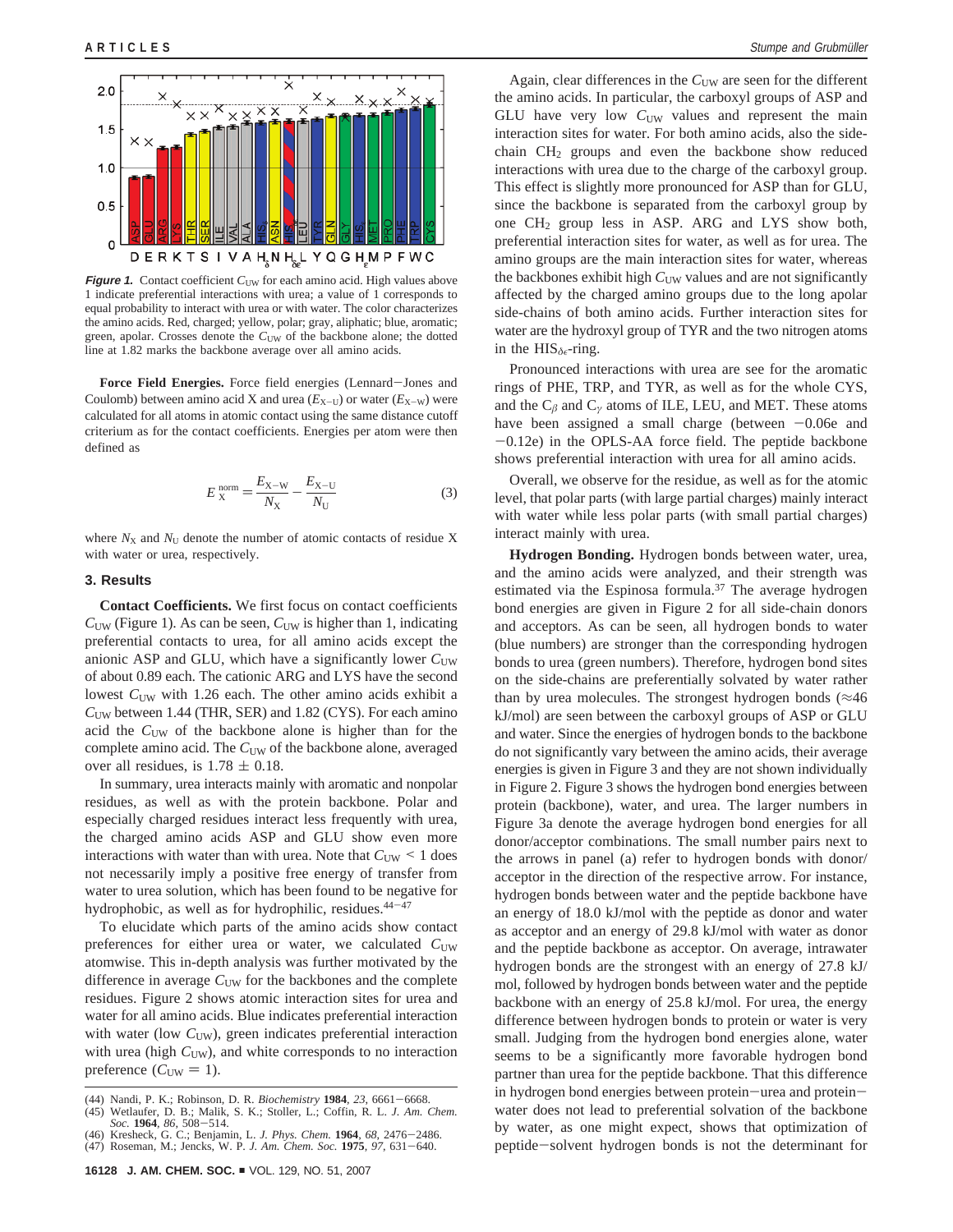**Figure 1.** Contact coefficient $C_{UW}$ for each amino acid. High values above 1 indicate preferential interactions with urea; a value of 1 corresponds to equal probability to interact with urea or with water. The color characterizes the amino acids. Red, charged; yellow, polar; gray, aliphatic; blue, aromatic; green, apolar. Crosses denote the $C_{UW}$ of the backbone alone; the dotted line at 1.82 marks the backbone average over all amino acids.

**Force Field Energies.** Force field energies (Lennard−Jones and Coulomb) between amino acid X and urea ($E_{X-U}$) or water ($E_{X-W}$) were calculated for all atoms in atomic contact using the same distance cutoff criterium as for the contact coefficients. Energies per atom were then defined as

$$E_X^{norm} = \frac{E_{X-W}}{N_X} - \frac{E_{X-U}}{N_U} \tag{3}$$

where $N_X$ and $N_U$ denote the number of atomic contacts of residue X with water or urea, respectively.

## 3. Results

**Contact Coefficients.** We first focus on contact coefficients $C_{UW}$ (Figure 1). As can be seen, $C_{UW}$ is higher than 1, indicating preferential contacts to urea, for all amino acids except the anionic ASP and GLU, which have a significantly lower $C_{UW}$ of about 0.89 each. The cationic ARG and LYS have the second lowest $C_{UW}$ with 1.26 each. The other amino acids exhibit a $C_{UW}$ between 1.44 (THR, SER) and 1.82 (CYS). For each amino acid the $C_{UW}$ of the backbone alone is higher than for the complete amino acid. The $C_{UW}$ of the backbone alone, averaged over all residues, is 1.78 ± 0.18.

In summary, urea interacts mainly with aromatic and nonpolar residues, as well as with the protein backbone. Polar and especially charged residues interact less frequently with urea, the charged amino acids ASP and GLU show even more interactions with water than with urea. Note that $C_{UW} < 1$ does not necessarily imply a positive free energy of transfer from water to urea solution, which has been found to be negative for hydrophobic, as well as for hydrophilic, residues.[44−47]

To elucidate which parts of the amino acids show contact preferences for either urea or water, we calculated $C_{UW}$ atomwise. This in-depth analysis was further motivated by the difference in average $C_{UW}$ for the backbones and the complete residues. Figure 2 shows atomic interaction sites for urea and water for all amino acids. Blue indicates preferential interaction with water (low $C_{UW}$), green indicates preferential interaction with urea (high $C_{UW}$), and white corresponds to no interaction preference ($C_{UW}$ = 1).

Again, clear differences in the $C_{UW}$ are seen for the different the amino acids. In particular, the carboxyl groups of ASP and GLU have very low $C_{UW}$ values and represent the main interaction sites for water. For both amino acids, also the side-chain $CH_2$ groups and even the backbone show reduced interactions with urea due to the charge of the carboxyl group. This effect is slightly more pronounced for ASP than for GLU, since the backbone is separated from the carboxyl group by one $CH_2$ group less in ASP. ARG and LYS show both, preferential interaction sites for water, as well as for urea. The amino groups are the main interaction sites for water, whereas the backbones exhibit high $C_{UW}$ values and are not significantly affected by the charged amino groups due to the long apolar side-chains of both amino acids. Further interaction sites for water are the hydroxyl group of TYR and the two nitrogen atoms in the $HIS_{\delta\epsilon}$-ring.

Pronounced interactions with urea are see for the aromatic rings of PHE, TRP, and TYR, as well as for the whole CYS, and the $C_\beta$ and $C_\gamma$ atoms of ILE, LEU, and MET. These atoms have been assigned a small charge (between −0.06e and −0.12e) in the OPLS-AA force field. The peptide backbone shows preferential interaction with urea for all amino acids.

Overall, we observe for the residue, as well as for the atomic level, that polar parts (with large partial charges) mainly interact with water while less polar parts (with small partial charges) interact mainly with urea.

**Hydrogen Bonding.** Hydrogen bonds between water, urea, and the amino acids were analyzed, and their strength was estimated via the Espinosa formula.[37] The average hydrogen bond energies are given in Figure 2 for all side-chain donors and acceptors. As can be seen, all hydrogen bonds to water (blue numbers) are stronger than the corresponding hydrogen bonds to urea (green numbers). Therefore, hydrogen bond sites on the side-chains are preferentially solvated by water rather than by urea molecules. The strongest hydrogen bonds (≈46 kJ/mol) are seen between the carboxyl groups of ASP or GLU and water. Since the energies of hydrogen bonds to the backbone do not significantly vary between the amino acids, their average energies is given in Figure 3 and they are not shown individually in Figure 2. Figure 3 shows the hydrogen bond energies between protein (backbone), water, and urea. The larger numbers in Figure 3a denote the average hydrogen bond energies for all donor/acceptor combinations. The small number pairs next to the arrows in panel (a) refer to hydrogen bonds with donor/acceptor in the direction of the respective arrow. For instance, hydrogen bonds between water and the peptide backbone have an energy of 18.0 kJ/mol with the peptide as donor and water as acceptor and an energy of 29.8 kJ/mol with water as donor and the peptide backbone as acceptor. On average, intrawater hydrogen bonds are the strongest with an energy of 27.8 kJ/mol, followed by hydrogen bonds between water and the peptide backbone with an energy of 25.8 kJ/mol. For urea, the energy difference between hydrogen bonds to protein or water is very small. Judging from the hydrogen bond energies alone, water seems to be a significantly more favorable hydrogen bond partner than urea for the peptide backbone. That this difference in hydrogen bond energies between protein−urea and protein−water does not lead to preferential solvation of the backbone by water, as one might expect, shows that optimization of peptide−solvent hydrogen bonds is not the determinant for

(44) Nandi, P. K.; Robinson, D. R. *Biochemistry* **1984**, *23*, 6661−6668.
(45) Wetlaufer, D. B.; Malik, S. K.; Stoller, L.; Coffin, R. L. *J. Am. Chem. Soc.* **1964**, *86*, 508−514.
(46) Kresheck, G. C.; Benjamin, L. *J. Phys. Chem.* **1964**, *68*, 2476−2486.
(47) Roseman, M.; Jencks, W. P. *J. Am. Chem. Soc.* **1975**, *97*, 631−640.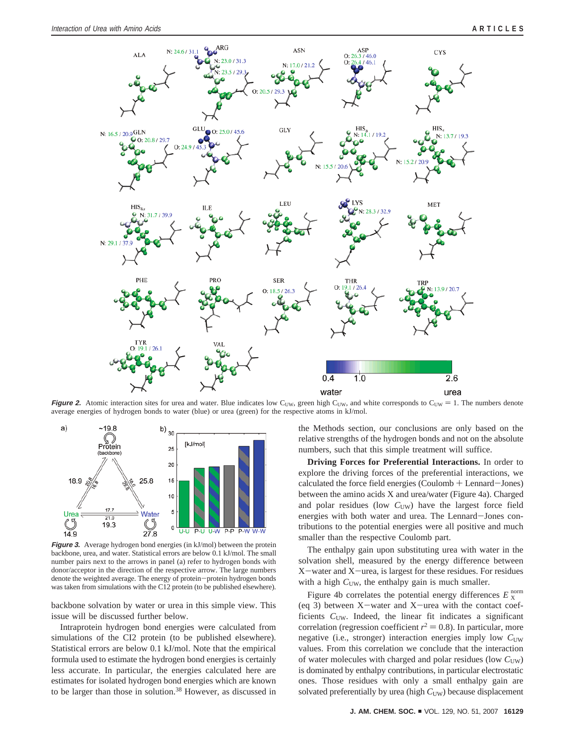**Figure 2.** Atomic interaction sites for urea and water. Blue indicates low $C_{UW}$, green high $C_{UW}$, and white corresponds to $C_{UW} = 1$. The numbers denote average energies of hydrogen bonds to water (blue) or urea (green) for the respective atoms in kJ/mol.

**Figure 3.** Average hydrogen bond energies (in kJ/mol) between the protein backbone, urea, and water. Statistical errors are below 0.1 kJ/mol. The small number pairs next to the arrows in panel (a) refer to hydrogen bonds with donor/acceptor in the direction of the respective arrow. The large numbers denote the weighted average. The energy of protein–protein hydrogen bonds was taken from simulations with the C12 protein (to be published elsewhere).

backbone solvation by water or urea in this simple view. This issue will be discussed further below.

Intraprotein hydrogen bond energies were calculated from simulations of the CI2 protein (to be published elsewhere). Statistical errors are below 0.1 kJ/mol. Note that the empirical formula used to estimate the hydrogen bond energies is certainly less accurate. In particular, the energies calculated here are estimates for isolated hydrogen bond energies which are known to be larger than those in solution.[38] However, as discussed in the Methods section, our conclusions are only based on the relative strengths of the hydrogen bonds and not on the absolute numbers, such that this simple treatment will suffice.

**Driving Forces for Preferential Interactions.** In order to explore the driving forces of the preferential interactions, we calculated the force field energies (Coulomb + Lennard–Jones) between the amino acids X and urea/water (Figure 4a). Charged and polar residues (low $C_{UW}$) have the largest force field energies with both water and urea. The Lennard–Jones contributions to the potential energies were all positive and much smaller than the respective Coulomb part.

The enthalpy gain upon substituting urea with water in the solvation shell, measured by the energy difference between X–water and X–urea, is largest for these residues. For residues with a high $C_{UW}$, the enthalpy gain is much smaller.

Figure 4b correlates the potential energy differences $E_X^{norm}$ (eq 3) between X–water and X–urea with the contact coefficients $C_{UW}$. Indeed, the linear fit indicates a significant correlation (regression coefficient $r^2 = 0.8$). In particular, more negative (i.e., stronger) interaction energies imply low $C_{UW}$ values. From this correlation we conclude that the interaction of water molecules with charged and polar residues (low $C_{UW}$) is dominated by enthalpy contributions, in particular electrostatic ones. Those residues with only a small enthalpy gain are solvated preferentially by urea (high $C_{UW}$) because displacement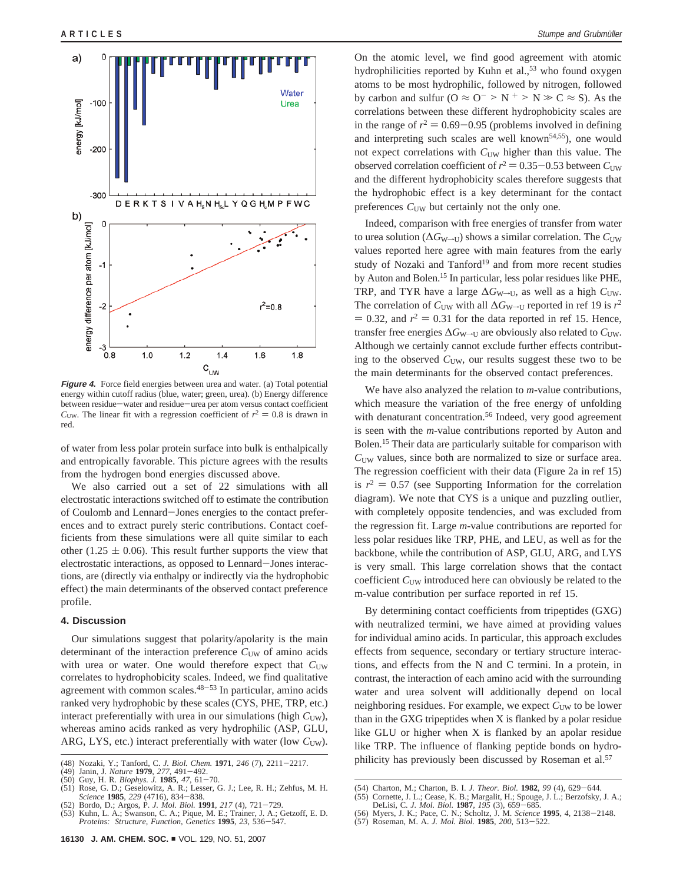**Figure 4.** Force field energies between urea and water. (a) Total potential energy within cutoff radius (blue, water; green, urea). (b) Energy difference between residue–water and residue–urea per atom versus contact coefficient $C_{UW}$. The linear fit with a regression coefficient of $r^2 = 0.8$ is drawn in red.

of water from less polar protein surface into bulk is enthalpically and entropically favorable. This picture agrees with the results from the hydrogen bond energies discussed above.

We also carried out a set of 22 simulations with all electrostatic interactions switched off to estimate the contribution of Coulomb and Lennard–Jones energies to the contact preferences and to extract purely steric contributions. Contact coefficients from these simulations were all quite similar to each other (1.25 ± 0.06). This result further supports the view that electrostatic interactions, as opposed to Lennard–Jones interactions, are (directly via enthalpy or indirectly via the hydrophobic effect) the main determinants of the observed contact preference profile.

## 4. Discussion

Our simulations suggest that polarity/apolarity is the main determinant of the interaction preference $C_{UW}$ of amino acids with urea or water. One would therefore expect that $C_{UW}$ correlates to hydrophobicity scales. Indeed, we find qualitative agreement with common scales.[48–53] In particular, amino acids ranked very hydrophobic by these scales (CYS, PHE, TRP, etc.) interact preferentially with urea in our simulations (high $C_{UW}$), whereas amino acids ranked as very hydrophilic (ASP, GLU, ARG, LYS, etc.) interact preferentially with water (low $C_{UW}$). On the atomic level, we find good agreement with atomic hydrophilicities reported by Kuhn et al.,[53] who found oxygen atoms to be most hydrophilic, followed by nitrogen, followed by carbon and sulfur ($O \approx O^- > N^+ > N \gg C \approx S$). As the correlations between these different hydrophobicity scales are in the range of $r^2 = 0.69-0.95$ (problems involved in defining and interpreting such scales are well known[54,55]), one would not expect correlations with $C_{UW}$ higher than this value. The observed correlation coefficient of $r^2 = 0.35-0.53$ between $C_{UW}$ and the different hydrophobicity scales therefore suggests that the hydrophobic effect is a key determinant for the contact preferences $C_{UW}$ but certainly not the only one.

Indeed, comparison with free energies of transfer from water to urea solution ($\Delta G_{W\rightarrow U}$) shows a similar correlation. The $C_{UW}$ values reported here agree with main features from the early study of Nozaki and Tanford[19] and from more recent studies by Auton and Bolen.[15] In particular, less polar residues like PHE, TRP, and TYR have a large $\Delta G_{W\rightarrow U}$, as well as a high $C_{UW}$. The correlation of $C_{UW}$ with all $\Delta G_{W\rightarrow U}$ reported in ref 19 is $r^2 = 0.32$, and $r^2 = 0.31$ for the data reported in ref 15. Hence, transfer free energies $\Delta G_{W\rightarrow U}$ are obviously also related to $C_{UW}$. Although we certainly cannot exclude further effects contributing to the observed $C_{UW}$, our results suggest these two to be the main determinants for the observed contact preferences.

We have also analyzed the relation to *m*-value contributions, which measure the variation of the free energy of unfolding with denaturant concentration.[56] Indeed, very good agreement is seen with the *m*-value contributions reported by Auton and Bolen.[15] Their data are particularly suitable for comparison with $C_{UW}$ values, since both are normalized to size or surface area. The regression coefficient with their data (Figure 2a in ref 15) is $r^2 = 0.57$ (see Supporting Information for the correlation diagram). We note that CYS is a unique and puzzling outlier, with completely opposite tendencies, and was excluded from the regression fit. Large *m*-value contributions are reported for less polar residues like TRP, PHE, and LEU, as well as for the backbone, while the contribution of ASP, GLU, ARG, and LYS is very small. This large correlation shows that the contact coefficient $C_{UW}$ introduced here can obviously be related to the m-value contribution per surface reported in ref 15.

By determining contact coefficients from tripeptides (GXG) with neutralized termini, we have aimed at providing values for individual amino acids. In particular, this approach excludes effects from sequence, secondary or tertiary structure interactions, and effects from the N and C termini. In a protein, in contrast, the interaction of each amino acid with the surrounding water and urea solvent will additionally depend on local neighboring residues. For example, we expect $C_{UW}$ to be lower than in the GXG tripeptides when X is flanked by a polar residue like GLU or higher when X is flanked by an apolar residue like TRP. The influence of flanking peptide bonds on hydrophilicity has previously been discussed by Roseman et al.[57]

(48) Nozaki, Y.; Tanford, C. *J. Biol. Chem.* **1971**, *246* (7), 2211–2217.
(49) Janin, J. *Nature* **1979**, *277*, 491–492.
(50) Guy, H. R. *Biophys. J.* **1985**, *47*, 61–70.
(51) Rose, G. D.; Geselowitz, A. R.; Lesser, G. J.; Lee, R. H.; Zehfus, M. H. *Science* **1985**, *229* (4716), 834–838.
(52) Bordo, D.; Argos, P. *J. Mol. Biol.* **1991**, *217* (4), 721–729.
(53) Kuhn, L. A.; Swanson, C. A.; Pique, M. E.; Trainer, J. A.; Getzoff, E. D. *Proteins: Structure, Function, Genetics* **1995**, *23*, 536–547.
(54) Charton, M.; Charton, B. I. *J. Theor. Biol.* **1982**, *99* (4), 629–644.
(55) Cornette, J. L.; Cease, K. B.; Margalit, H.; Spouge, J. L.; Berzofsky, J. A.; DeLisi, C. *J. Mol. Biol.* **1987**, *195* (3), 659–685.
(56) Myers, J. K.; Pace, C. N.; Scholtz, J. M. *Science* **1995**, *4*, 2138–2148.
(57) Roseman, M. A. *J. Mol. Biol.* **1985**, *200*, 513–522.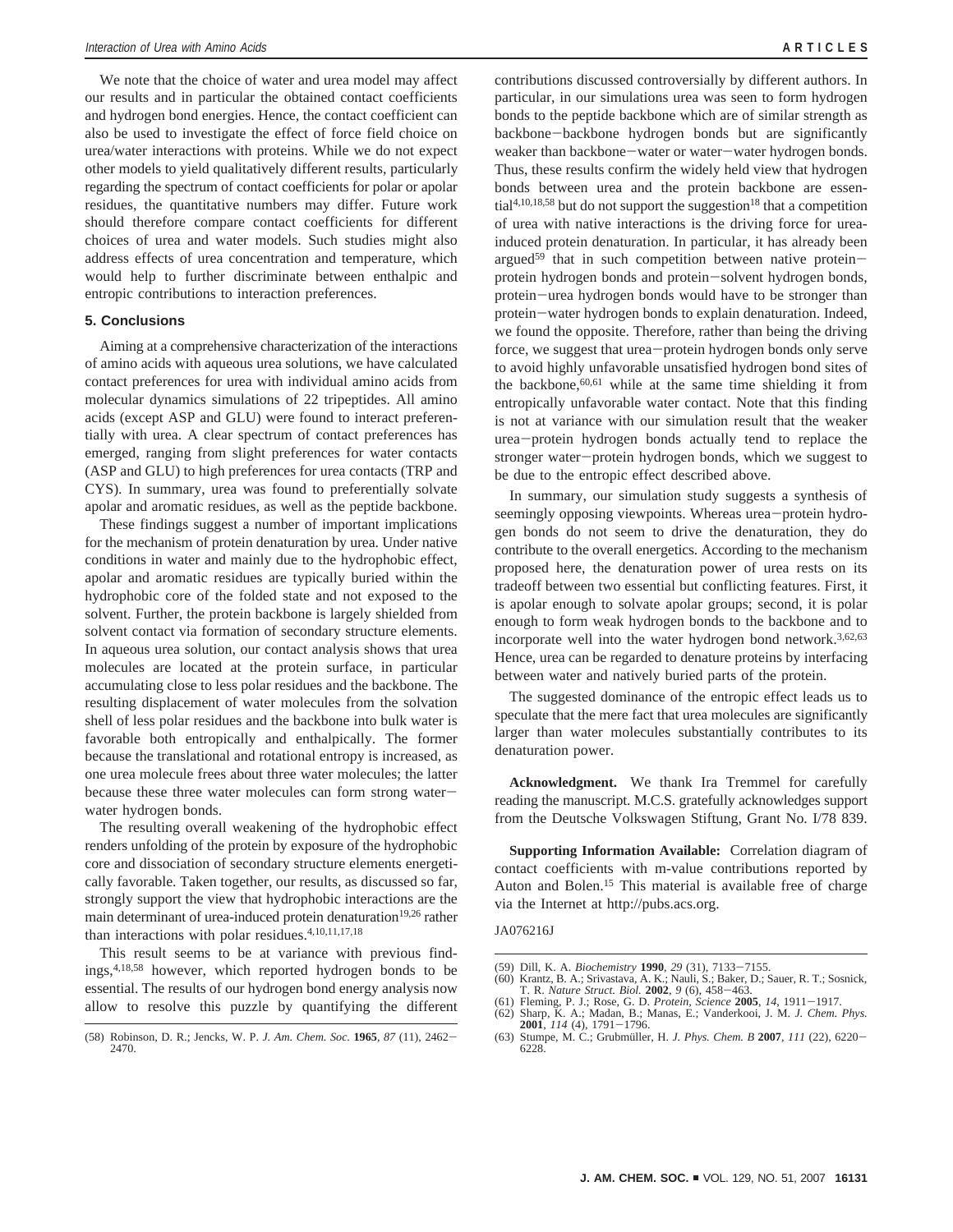We note that the choice of water and urea model may affect our results and in particular the obtained contact coefficients and hydrogen bond energies. Hence, the contact coefficient can also be used to investigate the effect of force field choice on urea/water interactions with proteins. While we do not expect other models to yield qualitatively different results, particularly regarding the spectrum of contact coefficients for polar or apolar residues, the quantitative numbers may differ. Future work should therefore compare contact coefficients for different choices of urea and water models. Such studies might also address effects of urea concentration and temperature, which would help to further discriminate between enthalpic and entropic contributions to interaction preferences.

## 5. Conclusions

Aiming at a comprehensive characterization of the interactions of amino acids with aqueous urea solutions, we have calculated contact preferences for urea with individual amino acids from molecular dynamics simulations of 22 tripeptides. All amino acids (except ASP and GLU) were found to interact preferentially with urea. A clear spectrum of contact preferences has emerged, ranging from slight preferences for water contacts (ASP and GLU) to high preferences for urea contacts (TRP and CYS). In summary, urea was found to preferentially solvate apolar and aromatic residues, as well as the peptide backbone.

These findings suggest a number of important implications for the mechanism of protein denaturation by urea. Under native conditions in water and mainly due to the hydrophobic effect, apolar and aromatic residues are typically buried within the hydrophobic core of the folded state and not exposed to the solvent. Further, the protein backbone is largely shielded from solvent contact via formation of secondary structure elements. In aqueous urea solution, our contact analysis shows that urea molecules are located at the protein surface, in particular accumulating close to less polar residues and the backbone. The resulting displacement of water molecules from the solvation shell of less polar residues and the backbone into bulk water is favorable both entropically and enthalpically. The former because the translational and rotational entropy is increased, as one urea molecule frees about three water molecules; the latter because these three water molecules can form strong water−water hydrogen bonds.

The resulting overall weakening of the hydrophobic effect renders unfolding of the protein by exposure of the hydrophobic core and dissociation of secondary structure elements energetically favorable. Taken together, our results, as discussed so far, strongly support the view that hydrophobic interactions are the main determinant of urea-induced protein denaturation[19,26] rather than interactions with polar residues.[4,10,11,17,18]

This result seems to be at variance with previous findings,[4,18,58] however, which reported hydrogen bonds to be essential. The results of our hydrogen bond energy analysis now allow to resolve this puzzle by quantifying the different contributions discussed controversially by different authors. In particular, in our simulations urea was seen to form hydrogen bonds to the peptide backbone which are of similar strength as backbone−backbone hydrogen bonds but are significantly weaker than backbone−water or water−water hydrogen bonds. Thus, these results confirm the widely held view that hydrogen bonds between urea and the protein backbone are essential[4,10,18,58] but do not support the suggestion[18] that a competition of urea with native interactions is the driving force for urea-induced protein denaturation. In particular, it has already been argued[59] that in such competition between native protein−protein hydrogen bonds and protein−solvent hydrogen bonds, protein−urea hydrogen bonds would have to be stronger than protein−water hydrogen bonds to explain denaturation. Indeed, we found the opposite. Therefore, rather than being the driving force, we suggest that urea−protein hydrogen bonds only serve to avoid highly unfavorable unsatisfied hydrogen bond sites of the backbone,[60,61] while at the same time shielding it from entropically unfavorable water contact. Note that this finding is not at variance with our simulation result that the weaker urea−protein hydrogen bonds actually tend to replace the stronger water−protein hydrogen bonds, which we suggest to be due to the entropic effect described above.

In summary, our simulation study suggests a synthesis of seemingly opposing viewpoints. Whereas urea−protein hydrogen bonds do not seem to drive the denaturation, they do contribute to the overall energetics. According to the mechanism proposed here, the denaturation power of urea rests on its tradeoff between two essential but conflicting features. First, it is apolar enough to solvate apolar groups; second, it is polar enough to form weak hydrogen bonds to the backbone and to incorporate well into the water hydrogen bond network.[3,62,63] Hence, urea can be regarded to denature proteins by interfacing between water and natively buried parts of the protein.

The suggested dominance of the entropic effect leads us to speculate that the mere fact that urea molecules are significantly larger than water molecules substantially contributes to its denaturation power.

**Acknowledgment.** We thank Ira Tremmel for carefully reading the manuscript. M.C.S. gratefully acknowledges support from the Deutsche Volkswagen Stiftung, Grant No. I/78 839.

**Supporting Information Available:** Correlation diagram of contact coefficients with m-value contributions reported by Auton and Bolen.[15] This material is available free of charge via the Internet at http://pubs.acs.org.

JA076216J

(58) Robinson, D. R.; Jencks, W. P. *J. Am. Chem. Soc.* **1965**, *87* (11), 2462−2470.

(59) Dill, K. A. *Biochemistry* **1990**, *29* (31), 7133−7155.

(60) Krantz, B. A.; Srivastava, A. K.; Nauli, S.; Baker, D.; Sauer, R. T.; Sosnick, T. R. *Nature Struct. Biol.* **2002**, *9* (6), 458−463.

(61) Fleming, P. J.; Rose, G. D. *Protein, Science* **2005**, *14*, 1911−1917.

(62) Sharp, K. A.; Madan, B.; Manas, E.; Vanderkooi, J. M. *J. Chem. Phys.* **2001**, *114* (4), 1791−1796.

(63) Stumpe, M. C.; Grubmüller, H. *J. Phys. Chem. B* **2007**, *111* (22), 6220−6228.